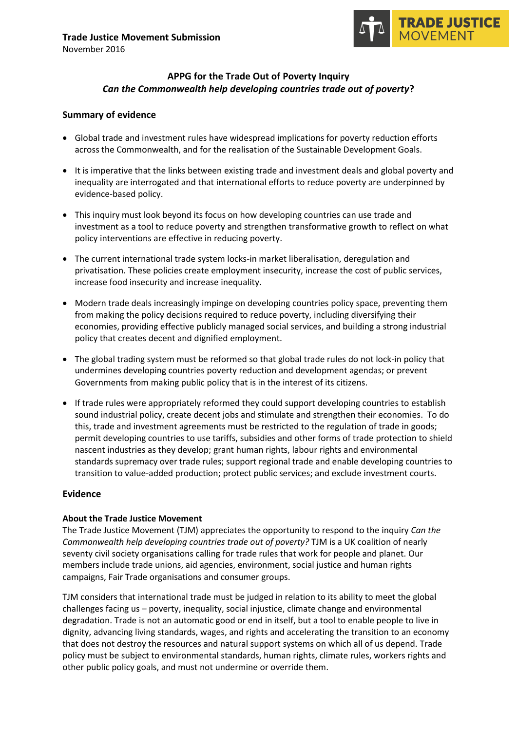**Trade Justice Movement Submission**
November 2016

TRADE JUSTICE MOVEMENT

## APPG for the Trade Out of Poverty Inquiry
## *Can the Commonwealth help developing countries trade out of poverty*?

### Summary of evidence

- Global trade and investment rules have widespread implications for poverty reduction efforts across the Commonwealth, and for the realisation of the Sustainable Development Goals.
- It is imperative that the links between existing trade and investment deals and global poverty and inequality are interrogated and that international efforts to reduce poverty are underpinned by evidence-based policy.
- This inquiry must look beyond its focus on how developing countries can use trade and investment as a tool to reduce poverty and strengthen transformative growth to reflect on what policy interventions are effective in reducing poverty.
- The current international trade system locks-in market liberalisation, deregulation and privatisation. These policies create employment insecurity, increase the cost of public services, increase food insecurity and increase inequality.
- Modern trade deals increasingly impinge on developing countries policy space, preventing them from making the policy decisions required to reduce poverty, including diversifying their economies, providing effective publicly managed social services, and building a strong industrial policy that creates decent and dignified employment.
- The global trading system must be reformed so that global trade rules do not lock-in policy that undermines developing countries poverty reduction and development agendas; or prevent Governments from making public policy that is in the interest of its citizens.
- If trade rules were appropriately reformed they could support developing countries to establish sound industrial policy, create decent jobs and stimulate and strengthen their economies. To do this, trade and investment agreements must be restricted to the regulation of trade in goods; permit developing countries to use tariffs, subsidies and other forms of trade protection to shield nascent industries as they develop; grant human rights, labour rights and environmental standards supremacy over trade rules; support regional trade and enable developing countries to transition to value-added production; protect public services; and exclude investment courts.

### Evidence

**About the Trade Justice Movement**
The Trade Justice Movement (TJM) appreciates the opportunity to respond to the inquiry *Can the Commonwealth help developing countries trade out of poverty?* TJM is a UK coalition of nearly seventy civil society organisations calling for trade rules that work for people and planet. Our members include trade unions, aid agencies, environment, social justice and human rights campaigns, Fair Trade organisations and consumer groups.

TJM considers that international trade must be judged in relation to its ability to meet the global challenges facing us – poverty, inequality, social injustice, climate change and environmental degradation. Trade is not an automatic good or end in itself, but a tool to enable people to live in dignity, advancing living standards, wages, and rights and accelerating the transition to an economy that does not destroy the resources and natural support systems on which all of us depend. Trade policy must be subject to environmental standards, human rights, climate rules, workers rights and other public policy goals, and must not undermine or override them.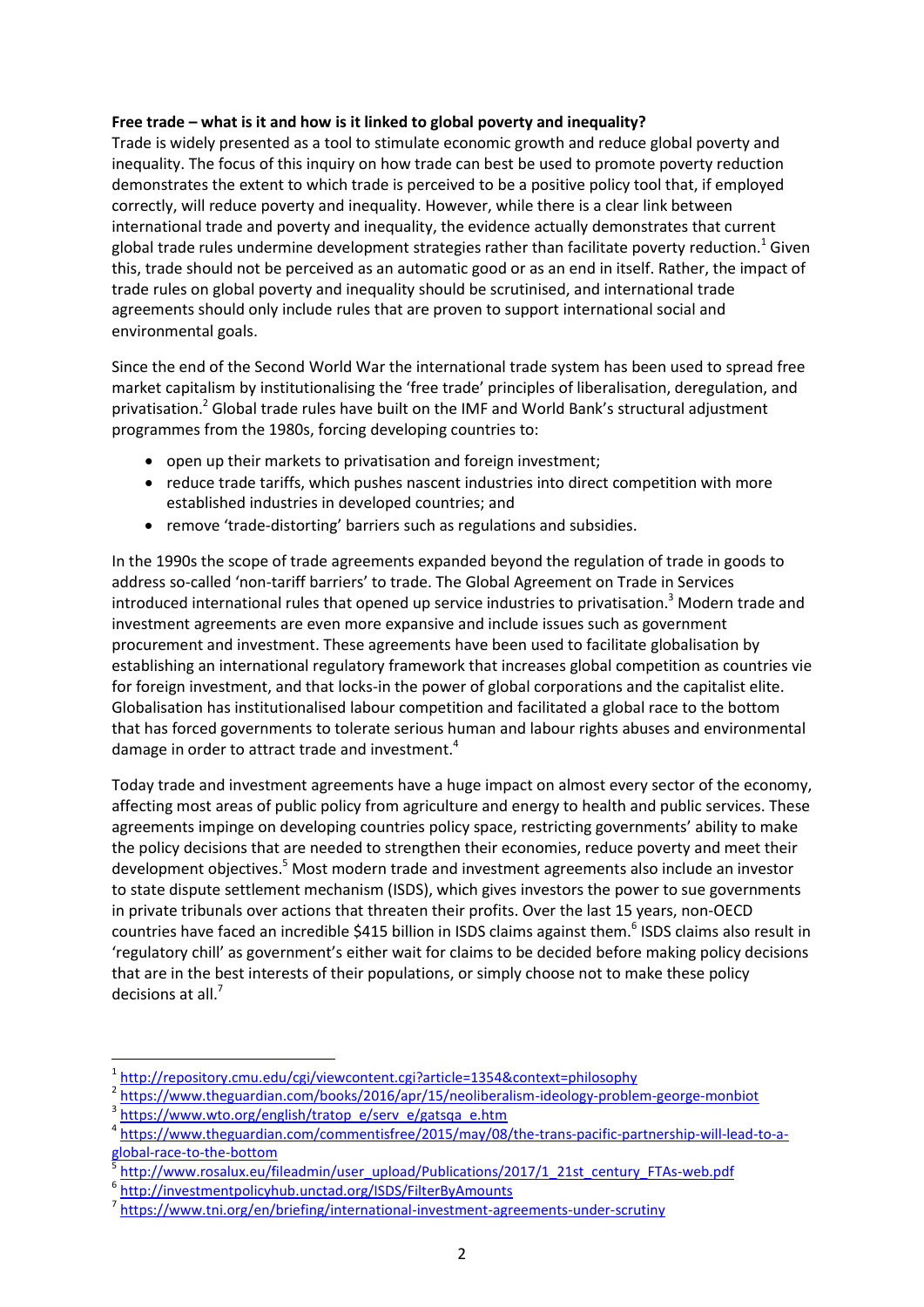**Free trade – what is it and how is it linked to global poverty and inequality?**

Trade is widely presented as a tool to stimulate economic growth and reduce global poverty and inequality. The focus of this inquiry on how trade can best be used to promote poverty reduction demonstrates the extent to which trade is perceived to be a positive policy tool that, if employed correctly, will reduce poverty and inequality. However, while there is a clear link between international trade and poverty and inequality, the evidence actually demonstrates that current global trade rules undermine development strategies rather than facilitate poverty reduction.[1] Given this, trade should not be perceived as an automatic good or as an end in itself. Rather, the impact of trade rules on global poverty and inequality should be scrutinised, and international trade agreements should only include rules that are proven to support international social and environmental goals.

Since the end of the Second World War the international trade system has been used to spread free market capitalism by institutionalising the 'free trade' principles of liberalisation, deregulation, and privatisation.[2] Global trade rules have built on the IMF and World Bank's structural adjustment programmes from the 1980s, forcing developing countries to:

- open up their markets to privatisation and foreign investment;
- reduce trade tariffs, which pushes nascent industries into direct competition with more established industries in developed countries; and
- remove 'trade-distorting' barriers such as regulations and subsidies.

In the 1990s the scope of trade agreements expanded beyond the regulation of trade in goods to address so-called 'non-tariff barriers' to trade. The Global Agreement on Trade in Services introduced international rules that opened up service industries to privatisation.[3] Modern trade and investment agreements are even more expansive and include issues such as government procurement and investment. These agreements have been used to facilitate globalisation by establishing an international regulatory framework that increases global competition as countries vie for foreign investment, and that locks-in the power of global corporations and the capitalist elite. Globalisation has institutionalised labour competition and facilitated a global race to the bottom that has forced governments to tolerate serious human and labour rights abuses and environmental damage in order to attract trade and investment.[4]

Today trade and investment agreements have a huge impact on almost every sector of the economy, affecting most areas of public policy from agriculture and energy to health and public services. These agreements impinge on developing countries policy space, restricting governments' ability to make the policy decisions that are needed to strengthen their economies, reduce poverty and meet their development objectives.[5] Most modern trade and investment agreements also include an investor to state dispute settlement mechanism (ISDS), which gives investors the power to sue governments in private tribunals over actions that threaten their profits. Over the last 15 years, non-OECD countries have faced an incredible $415 billion in ISDS claims against them.[6] ISDS claims also result in 'regulatory chill' as government's either wait for claims to be decided before making policy decisions that are in the best interests of their populations, or simply choose not to make these policy decisions at all.[7]

---

[1] http://repository.cmu.edu/cgi/viewcontent.cgi?article=1354&context=philosophy

[2] https://www.theguardian.com/books/2016/apr/15/neoliberalism-ideology-problem-george-monbiot

[3] https://www.wto.org/english/tratop_e/serv_e/gatsqa_e.htm

[4] https://www.theguardian.com/commentisfree/2015/may/08/the-trans-pacific-partnership-will-lead-to-a-global-race-to-the-bottom

[5] http://www.rosalux.eu/fileadmin/user_upload/Publications/2017/1_21st_century_FTAs-web.pdf

[6] http://investmentpolicyhub.unctad.org/ISDS/FilterByAmounts

[7] https://www.tni.org/en/briefing/international-investment-agreements-under-scrutiny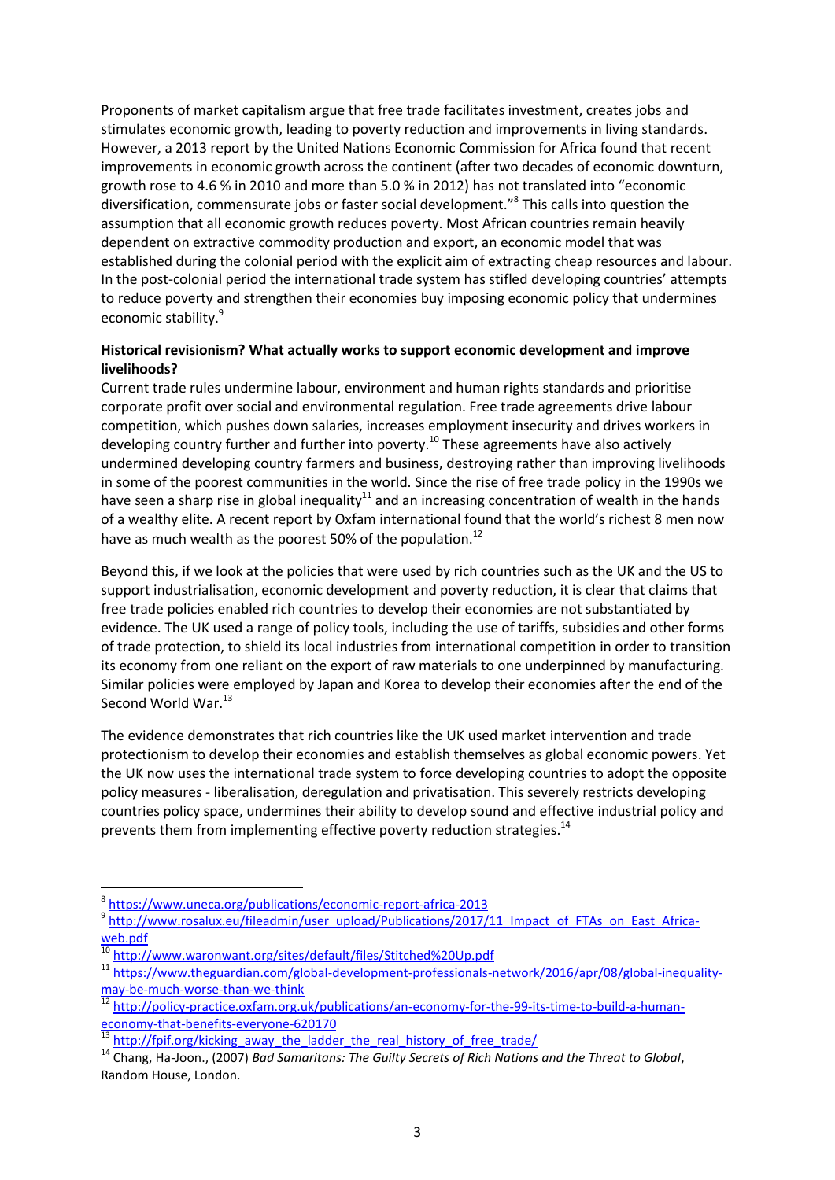Proponents of market capitalism argue that free trade facilitates investment, creates jobs and stimulates economic growth, leading to poverty reduction and improvements in living standards. However, a 2013 report by the United Nations Economic Commission for Africa found that recent improvements in economic growth across the continent (after two decades of economic downturn, growth rose to 4.6 % in 2010 and more than 5.0 % in 2012) has not translated into "economic diversification, commensurate jobs or faster social development."[8] This calls into question the assumption that all economic growth reduces poverty. Most African countries remain heavily dependent on extractive commodity production and export, an economic model that was established during the colonial period with the explicit aim of extracting cheap resources and labour. In the post-colonial period the international trade system has stifled developing countries' attempts to reduce poverty and strengthen their economies buy imposing economic policy that undermines economic stability.[9]

**Historical revisionism? What actually works to support economic development and improve livelihoods?**

Current trade rules undermine labour, environment and human rights standards and prioritise corporate profit over social and environmental regulation. Free trade agreements drive labour competition, which pushes down salaries, increases employment insecurity and drives workers in developing country further and further into poverty.[10] These agreements have also actively undermined developing country farmers and business, destroying rather than improving livelihoods in some of the poorest communities in the world. Since the rise of free trade policy in the 1990s we have seen a sharp rise in global inequality[11] and an increasing concentration of wealth in the hands of a wealthy elite. A recent report by Oxfam international found that the world's richest 8 men now have as much wealth as the poorest 50% of the population.[12]

Beyond this, if we look at the policies that were used by rich countries such as the UK and the US to support industrialisation, economic development and poverty reduction, it is clear that claims that free trade policies enabled rich countries to develop their economies are not substantiated by evidence. The UK used a range of policy tools, including the use of tariffs, subsidies and other forms of trade protection, to shield its local industries from international competition in order to transition its economy from one reliant on the export of raw materials to one underpinned by manufacturing. Similar policies were employed by Japan and Korea to develop their economies after the end of the Second World War.[13]

The evidence demonstrates that rich countries like the UK used market intervention and trade protectionism to develop their economies and establish themselves as global economic powers. Yet the UK now uses the international trade system to force developing countries to adopt the opposite policy measures - liberalisation, deregulation and privatisation. This severely restricts developing countries policy space, undermines their ability to develop sound and effective industrial policy and prevents them from implementing effective poverty reduction strategies.[14]

---

[8] https://www.uneca.org/publications/economic-report-africa-2013

[9] http://www.rosalux.eu/fileadmin/user_upload/Publications/2017/11_Impact_of_FTAs_on_East_Africa-web.pdf

[10] http://www.waronwant.org/sites/default/files/Stitched%20Up.pdf

[11] https://www.theguardian.com/global-development-professionals-network/2016/apr/08/global-inequality-may-be-much-worse-than-we-think

[12] http://policy-practice.oxfam.org.uk/publications/an-economy-for-the-99-its-time-to-build-a-human-economy-that-benefits-everyone-620170

[13] http://fpif.org/kicking_away_the_ladder_the_real_history_of_free_trade/

[14] Chang, Ha-Joon., (2007) *Bad Samaritans: The Guilty Secrets of Rich Nations and the Threat to Global*, Random House, London.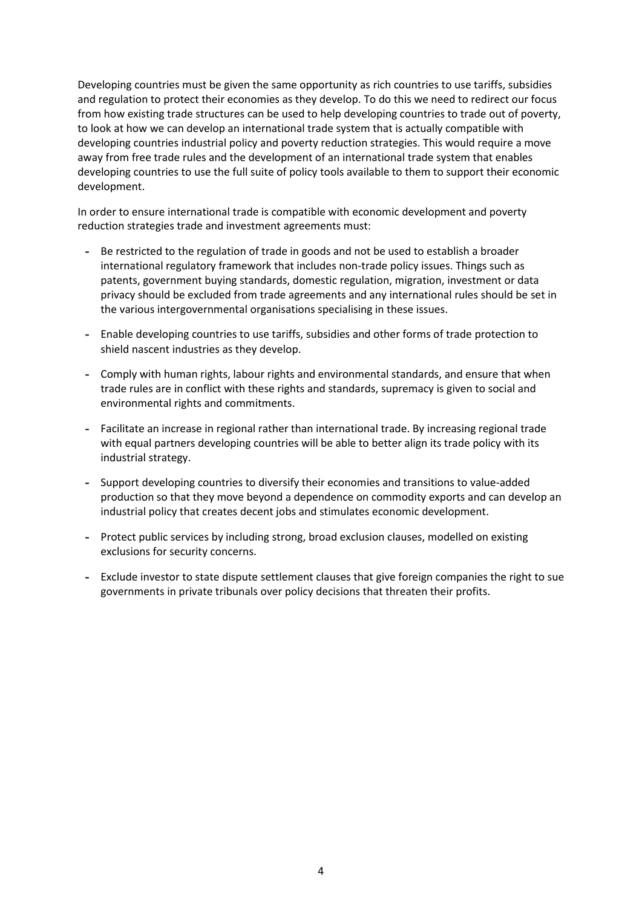Developing countries must be given the same opportunity as rich countries to use tariffs, subsidies and regulation to protect their economies as they develop. To do this we need to redirect our focus from how existing trade structures can be used to help developing countries to trade out of poverty, to look at how we can develop an international trade system that is actually compatible with developing countries industrial policy and poverty reduction strategies. This would require a move away from free trade rules and the development of an international trade system that enables developing countries to use the full suite of policy tools available to them to support their economic development.

In order to ensure international trade is compatible with economic development and poverty reduction strategies trade and investment agreements must:

- Be restricted to the regulation of trade in goods and not be used to establish a broader international regulatory framework that includes non-trade policy issues. Things such as patents, government buying standards, domestic regulation, migration, investment or data privacy should be excluded from trade agreements and any international rules should be set in the various intergovernmental organisations specialising in these issues.
- Enable developing countries to use tariffs, subsidies and other forms of trade protection to shield nascent industries as they develop.
- Comply with human rights, labour rights and environmental standards, and ensure that when trade rules are in conflict with these rights and standards, supremacy is given to social and environmental rights and commitments.
- Facilitate an increase in regional rather than international trade. By increasing regional trade with equal partners developing countries will be able to better align its trade policy with its industrial strategy.
- Support developing countries to diversify their economies and transitions to value-added production so that they move beyond a dependence on commodity exports and can develop an industrial policy that creates decent jobs and stimulates economic development.
- Protect public services by including strong, broad exclusion clauses, modelled on existing exclusions for security concerns.
- Exclude investor to state dispute settlement clauses that give foreign companies the right to sue governments in private tribunals over policy decisions that threaten their profits.